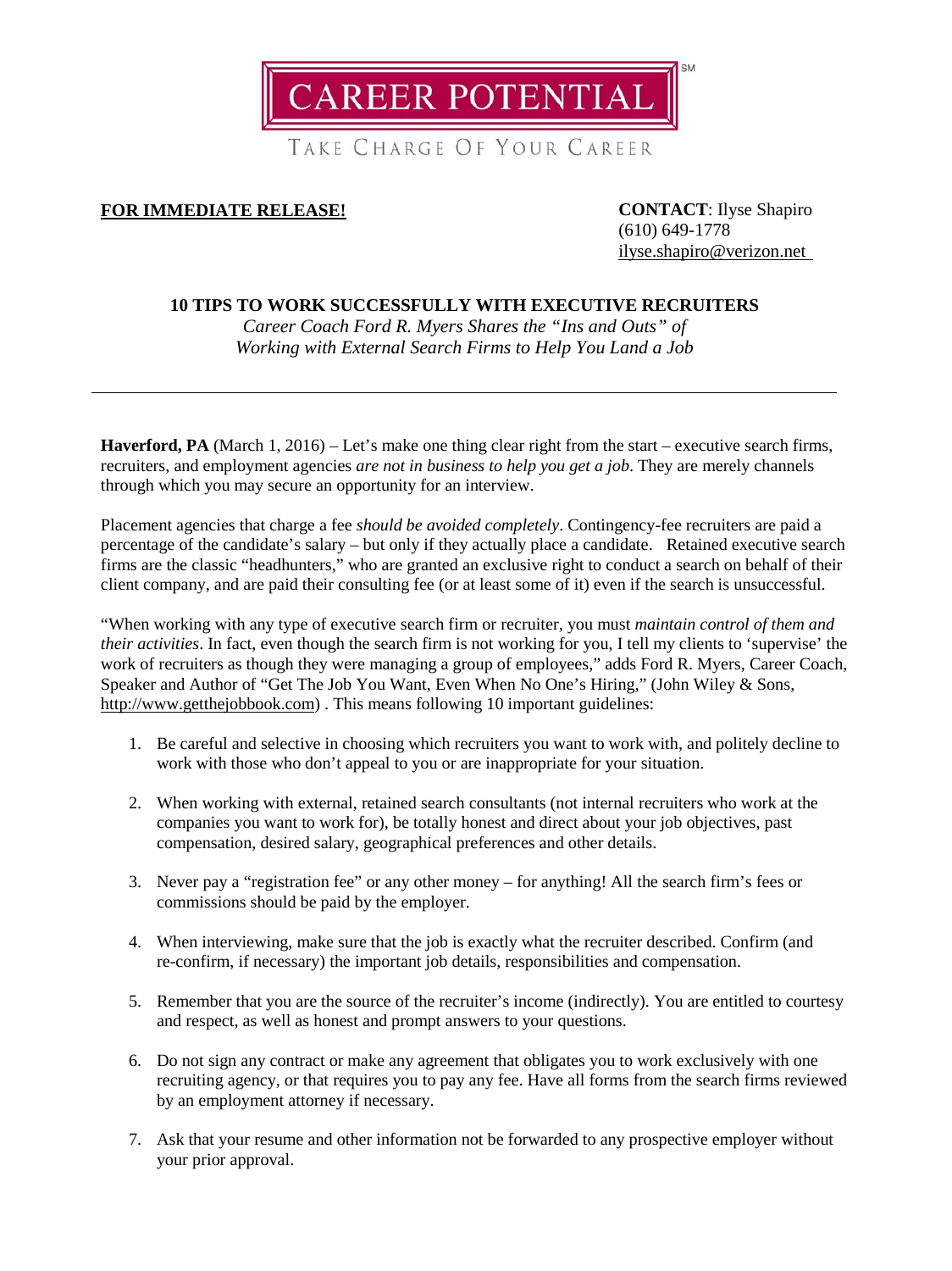CAREER POTENTIAL[SM]

TAKE CHARGE OF YOUR CAREER

**FOR IMMEDIATE RELEASE!**

**CONTACT**: Ilyse Shapiro
(610) 649-1778
ilyse.shapiro@verizon.net

# 10 TIPS TO WORK SUCCESSFULLY WITH EXECUTIVE RECRUITERS

*Career Coach Ford R. Myers Shares the "Ins and Outs" of Working with External Search Firms to Help You Land a Job*

---

**Haverford, PA** (March 1, 2016) – Let's make one thing clear right from the start – executive search firms, recruiters, and employment agencies *are not in business to help you get a job*. They are merely channels through which you may secure an opportunity for an interview.

Placement agencies that charge a fee *should be avoided completely*. Contingency-fee recruiters are paid a percentage of the candidate's salary – but only if they actually place a candidate. Retained executive search firms are the classic "headhunters," who are granted an exclusive right to conduct a search on behalf of their client company, and are paid their consulting fee (or at least some of it) even if the search is unsuccessful.

"When working with any type of executive search firm or recruiter, you must *maintain control of them and their activities*. In fact, even though the search firm is not working for you, I tell my clients to 'supervise' the work of recruiters as though they were managing a group of employees," adds Ford R. Myers, Career Coach, Speaker and Author of "Get The Job You Want, Even When No One's Hiring," (John Wiley & Sons, http://www.getthejobbook.com) . This means following 10 important guidelines:

1. Be careful and selective in choosing which recruiters you want to work with, and politely decline to work with those who don't appeal to you or are inappropriate for your situation.

2. When working with external, retained search consultants (not internal recruiters who work at the companies you want to work for), be totally honest and direct about your job objectives, past compensation, desired salary, geographical preferences and other details.

3. Never pay a "registration fee" or any other money – for anything! All the search firm's fees or commissions should be paid by the employer.

4. When interviewing, make sure that the job is exactly what the recruiter described. Confirm (and re-confirm, if necessary) the important job details, responsibilities and compensation.

5. Remember that you are the source of the recruiter's income (indirectly). You are entitled to courtesy and respect, as well as honest and prompt answers to your questions.

6. Do not sign any contract or make any agreement that obligates you to work exclusively with one recruiting agency, or that requires you to pay any fee. Have all forms from the search firms reviewed by an employment attorney if necessary.

7. Ask that your resume and other information not be forwarded to any prospective employer without your prior approval.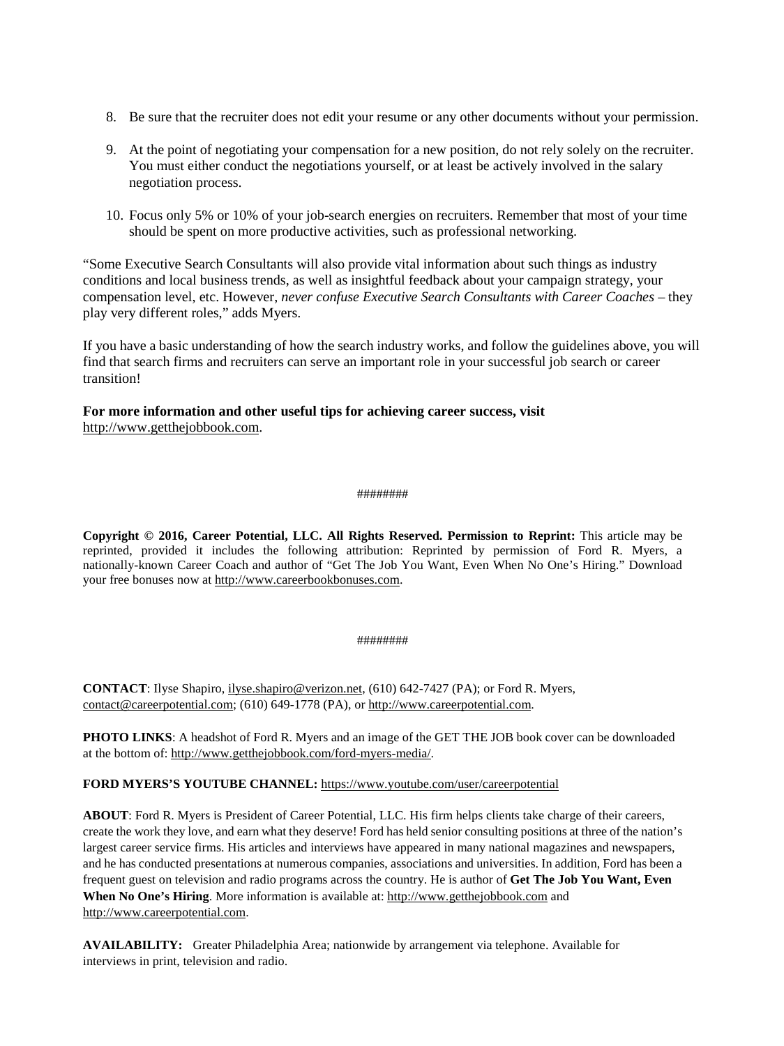8. Be sure that the recruiter does not edit your resume or any other documents without your permission.

9. At the point of negotiating your compensation for a new position, do not rely solely on the recruiter. You must either conduct the negotiations yourself, or at least be actively involved in the salary negotiation process.

10. Focus only 5% or 10% of your job-search energies on recruiters. Remember that most of your time should be spent on more productive activities, such as professional networking.

"Some Executive Search Consultants will also provide vital information about such things as industry conditions and local business trends, as well as insightful feedback about your campaign strategy, your compensation level, etc. However, *never confuse Executive Search Consultants with Career Coaches* – they play very different roles," adds Myers.

If you have a basic understanding of how the search industry works, and follow the guidelines above, you will find that search firms and recruiters can serve an important role in your successful job search or career transition!

**For more information and other useful tips for achieving career success, visit** http://www.getthejobbook.com.

########

**Copyright © 2016, Career Potential, LLC. All Rights Reserved. Permission to Reprint:** This article may be reprinted, provided it includes the following attribution: Reprinted by permission of Ford R. Myers, a nationally-known Career Coach and author of "Get The Job You Want, Even When No One's Hiring." Download your free bonuses now at http://www.careerbookbonuses.com.

########

**CONTACT**: Ilyse Shapiro, ilyse.shapiro@verizon.net, (610) 642-7427 (PA); or Ford R. Myers, contact@careerpotential.com; (610) 649-1778 (PA), or http://www.careerpotential.com.

**PHOTO LINKS**: A headshot of Ford R. Myers and an image of the GET THE JOB book cover can be downloaded at the bottom of: http://www.getthejobbook.com/ford-myers-media/.

**FORD MYERS'S YOUTUBE CHANNEL:** https://www.youtube.com/user/careerpotential

**ABOUT**: Ford R. Myers is President of Career Potential, LLC. His firm helps clients take charge of their careers, create the work they love, and earn what they deserve! Ford has held senior consulting positions at three of the nation's largest career service firms. His articles and interviews have appeared in many national magazines and newspapers, and he has conducted presentations at numerous companies, associations and universities. In addition, Ford has been a frequent guest on television and radio programs across the country. He is author of **Get The Job You Want, Even When No One's Hiring**. More information is available at: http://www.getthejobbook.com and http://www.careerpotential.com.

**AVAILABILITY:** Greater Philadelphia Area; nationwide by arrangement via telephone. Available for interviews in print, television and radio.